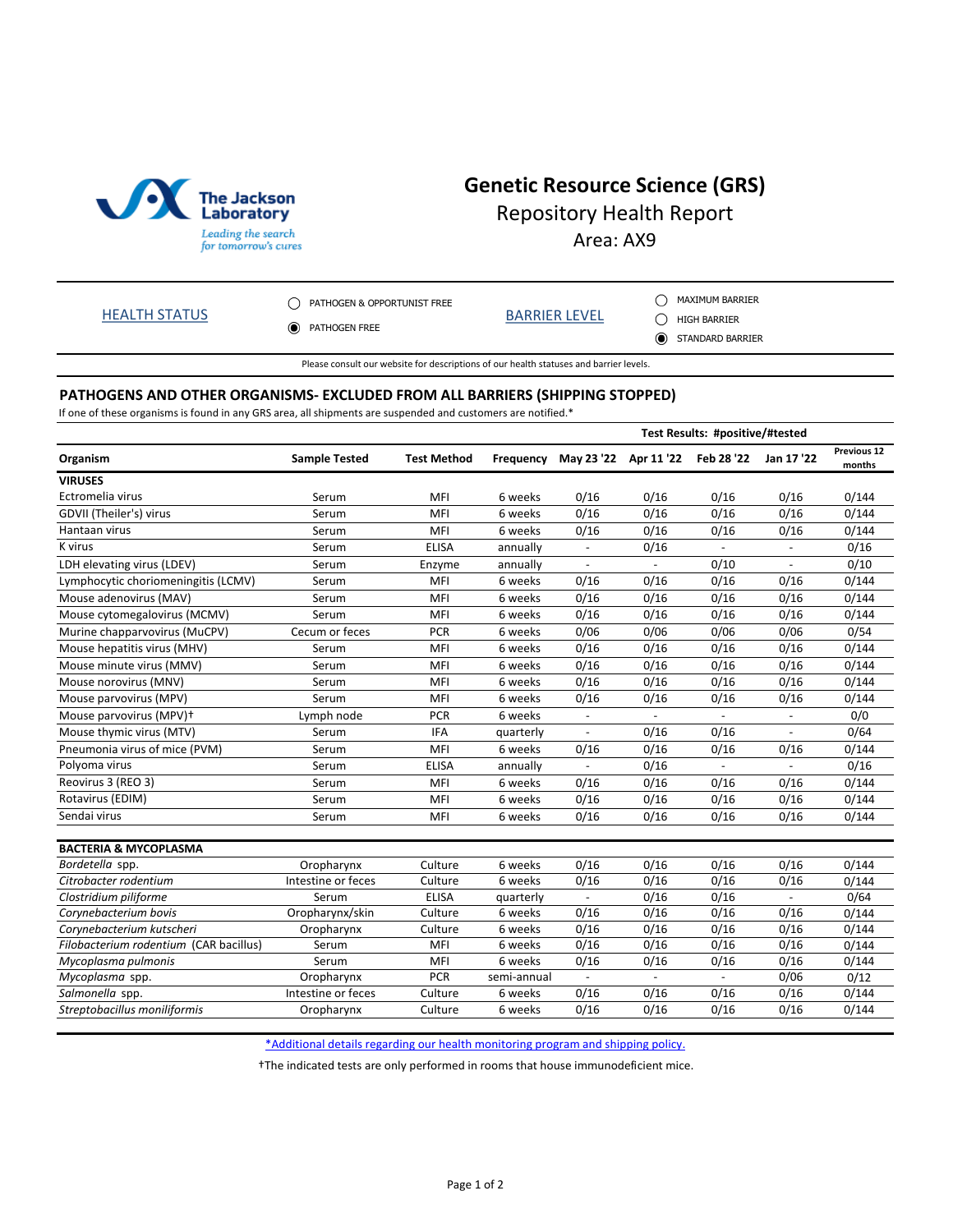The Jackson Laboratory
*Leading the search for tomorrow's cures*

# Genetic Resource Science (GRS)

## Repository Health Report

## Area: AX9

| HEALTH STATUS | | BARRIER LEVEL | |
|---|---|---|---|
| | ○ PATHOGEN & OPPORTUNIST FREE | | ○ MAXIMUM BARRIER |
| | ◉ PATHOGEN FREE | | ○ HIGH BARRIER |
| | | | ◉ STANDARD BARRIER |

Please consult our website for descriptions of our health statuses and barrier levels.

## PATHOGENS AND OTHER ORGANISMS- EXCLUDED FROM ALL BARRIERS (SHIPPING STOPPED)

If one of these organisms is found in any GRS area, all shipments are suspended and customers are notified.*

| | | | | Test Results: #positive/#tested | | | | |
|---|---|---|---|---|---|---|---|---|
| **Organism** | **Sample Tested** | **Test Method** | **Frequency** | **May 23 '22** | **Apr 11 '22** | **Feb 28 '22** | **Jan 17 '22** | **Previous 12 months** |
| **VIRUSES** | | | | | | | | |
| Ectromelia virus | Serum | MFI | 6 weeks | 0/16 | 0/16 | 0/16 | 0/16 | 0/144 |
| GDVII (Theiler's) virus | Serum | MFI | 6 weeks | 0/16 | 0/16 | 0/16 | 0/16 | 0/144 |
| Hantaan virus | Serum | MFI | 6 weeks | 0/16 | 0/16 | 0/16 | 0/16 | 0/144 |
| K virus | Serum | ELISA | annually | - | 0/16 | - | - | 0/16 |
| LDH elevating virus (LDEV) | Serum | Enzyme | annually | - | - | 0/10 | - | 0/10 |
| Lymphocytic choriomeningitis (LCMV) | Serum | MFI | 6 weeks | 0/16 | 0/16 | 0/16 | 0/16 | 0/144 |
| Mouse adenovirus (MAV) | Serum | MFI | 6 weeks | 0/16 | 0/16 | 0/16 | 0/16 | 0/144 |
| Mouse cytomegalovirus (MCMV) | Serum | MFI | 6 weeks | 0/16 | 0/16 | 0/16 | 0/16 | 0/144 |
| Murine chapparvovirus (MuCPV) | Cecum or feces | PCR | 6 weeks | 0/06 | 0/06 | 0/06 | 0/06 | 0/54 |
| Mouse hepatitis virus (MHV) | Serum | MFI | 6 weeks | 0/16 | 0/16 | 0/16 | 0/16 | 0/144 |
| Mouse minute virus (MMV) | Serum | MFI | 6 weeks | 0/16 | 0/16 | 0/16 | 0/16 | 0/144 |
| Mouse norovirus (MNV) | Serum | MFI | 6 weeks | 0/16 | 0/16 | 0/16 | 0/16 | 0/144 |
| Mouse parvovirus (MPV) | Serum | MFI | 6 weeks | 0/16 | 0/16 | 0/16 | 0/16 | 0/144 |
| Mouse parvovirus (MPV)† | Lymph node | PCR | 6 weeks | - | - | - | - | 0/0 |
| Mouse thymic virus (MTV) | Serum | IFA | quarterly | - | 0/16 | 0/16 | - | 0/64 |
| Pneumonia virus of mice (PVM) | Serum | MFI | 6 weeks | 0/16 | 0/16 | 0/16 | 0/16 | 0/144 |
| Polyoma virus | Serum | ELISA | annually | - | 0/16 | - | - | 0/16 |
| Reovirus 3 (REO 3) | Serum | MFI | 6 weeks | 0/16 | 0/16 | 0/16 | 0/16 | 0/144 |
| Rotavirus (EDIM) | Serum | MFI | 6 weeks | 0/16 | 0/16 | 0/16 | 0/16 | 0/144 |
| Sendai virus | Serum | MFI | 6 weeks | 0/16 | 0/16 | 0/16 | 0/16 | 0/144 |
| **BACTERIA & MYCOPLASMA** | | | | | | | | |
| *Bordetella* spp. | Oropharynx | Culture | 6 weeks | 0/16 | 0/16 | 0/16 | 0/16 | 0/144 |
| *Citrobacter rodentium* | Intestine or feces | Culture | 6 weeks | 0/16 | 0/16 | 0/16 | 0/16 | 0/144 |
| *Clostridium piliforme* | Serum | ELISA | quarterly | - | 0/16 | 0/16 | - | 0/64 |
| *Corynebacterium bovis* | Oropharynx/skin | Culture | 6 weeks | 0/16 | 0/16 | 0/16 | 0/16 | 0/144 |
| *Corynebacterium kutscheri* | Oropharynx | Culture | 6 weeks | 0/16 | 0/16 | 0/16 | 0/16 | 0/144 |
| *Filobacterium rodentium* (CAR bacillus) | Serum | MFI | 6 weeks | 0/16 | 0/16 | 0/16 | 0/16 | 0/144 |
| *Mycoplasma pulmonis* | Serum | MFI | 6 weeks | 0/16 | 0/16 | 0/16 | 0/16 | 0/144 |
| *Mycoplasma* spp. | Oropharynx | PCR | semi-annual | - | - | - | 0/06 | 0/12 |
| *Salmonella* spp. | Intestine or feces | Culture | 6 weeks | 0/16 | 0/16 | 0/16 | 0/16 | 0/144 |
| *Streptobacillus moniliformis* | Oropharynx | Culture | 6 weeks | 0/16 | 0/16 | 0/16 | 0/16 | 0/144 |

*Additional details regarding our health monitoring program and shipping policy.

†The indicated tests are only performed in rooms that house immunodeficient mice.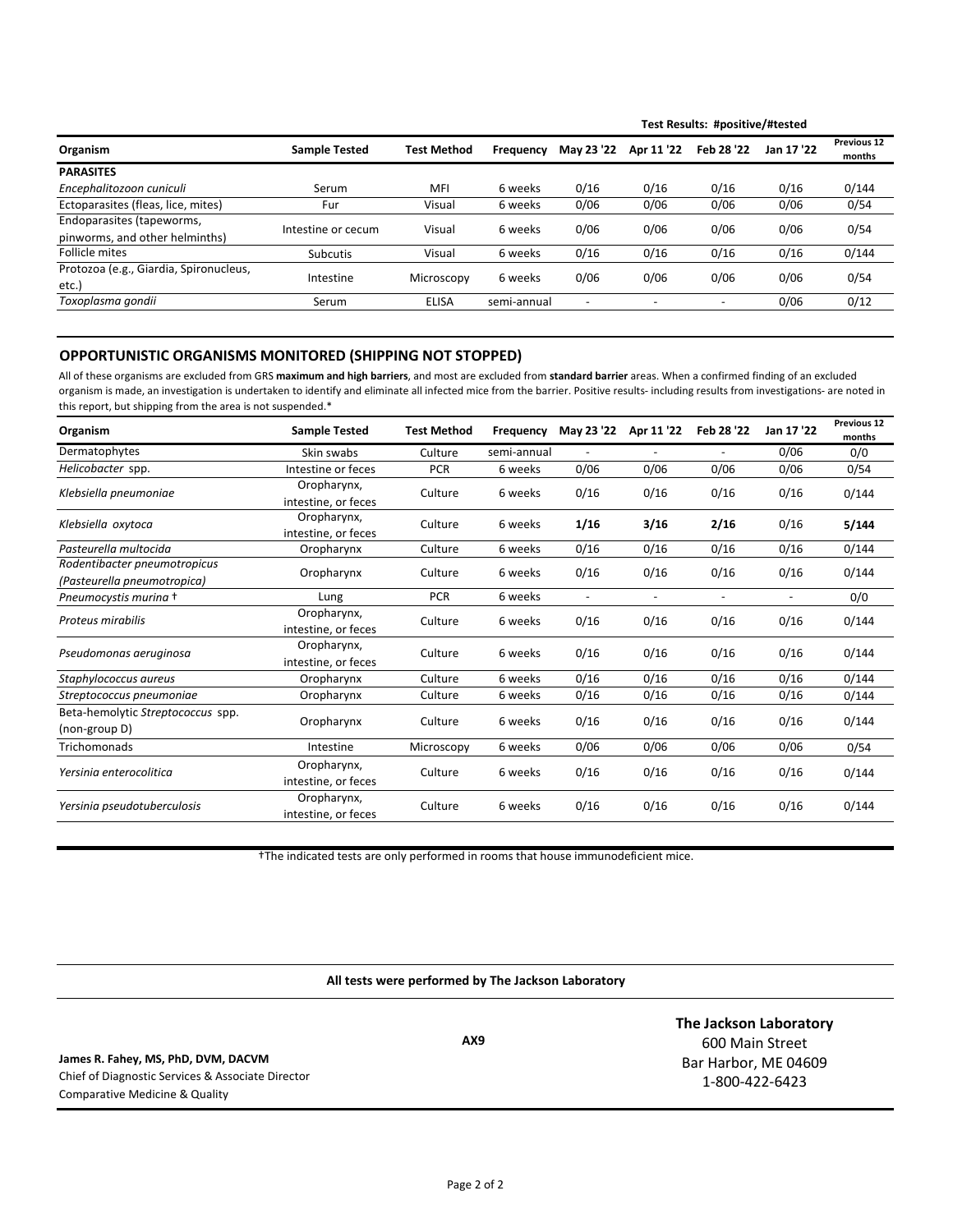| Organism | Sample Tested | Test Method | Frequency | Test Results: #positive/#tested May 23 '22 | Apr 11 '22 | Feb 28 '22 | Jan 17 '22 | Previous 12 months |
|---|---|---|---|---|---|---|---|---|
| **PARASITES** | | | | | | | | |
| *Encephalitozoon cuniculi* | Serum | MFI | 6 weeks | 0/16 | 0/16 | 0/16 | 0/16 | 0/144 |
| Ectoparasites (fleas, lice, mites) | Fur | Visual | 6 weeks | 0/06 | 0/06 | 0/06 | 0/06 | 0/54 |
| Endoparasites (tapeworms, pinworms, and other helminths) | Intestine or cecum | Visual | 6 weeks | 0/06 | 0/06 | 0/06 | 0/06 | 0/54 |
| Follicle mites | Subcutis | Visual | 6 weeks | 0/16 | 0/16 | 0/16 | 0/16 | 0/144 |
| Protozoa (e.g., Giardia, Spironucleus, etc.) | Intestine | Microscopy | 6 weeks | 0/06 | 0/06 | 0/06 | 0/06 | 0/54 |
| *Toxoplasma gondii* | Serum | ELISA | semi-annual | - | - | - | 0/06 | 0/12 |

## OPPORTUNISTIC ORGANISMS MONITORED (SHIPPING NOT STOPPED)

All of these organisms are excluded from GRS **maximum and high barriers**, and most are excluded from **standard barrier** areas. When a confirmed finding of an excluded organism is made, an investigation is undertaken to identify and eliminate all infected mice from the barrier. Positive results- including results from investigations- are noted in this report, but shipping from the area is not suspended.*

| Organism | Sample Tested | Test Method | Frequency | May 23 '22 | Apr 11 '22 | Feb 28 '22 | Jan 17 '22 | Previous 12 months |
|---|---|---|---|---|---|---|---|---|
| Dermatophytes | Skin swabs | Culture | semi-annual | - | - | - | 0/06 | 0/0 |
| *Helicobacter* spp. | Intestine or feces | PCR | 6 weeks | 0/06 | 0/06 | 0/06 | 0/06 | 0/54 |
| *Klebsiella pneumoniae* | Oropharynx, intestine, or feces | Culture | 6 weeks | 0/16 | 0/16 | 0/16 | 0/16 | 0/144 |
| *Klebsiella oxytoca* | Oropharynx, intestine, or feces | Culture | 6 weeks | **1/16** | **3/16** | **2/16** | 0/16 | **5/144** |
| *Pasteurella multocida* | Oropharynx | Culture | 6 weeks | 0/16 | 0/16 | 0/16 | 0/16 | 0/144 |
| *Rodentibacter pneumotropicus (Pasteurella pneumotropica)* | Oropharynx | Culture | 6 weeks | 0/16 | 0/16 | 0/16 | 0/16 | 0/144 |
| *Pneumocystis murina* † | Lung | PCR | 6 weeks | - | - | - | - | 0/0 |
| *Proteus mirabilis* | Oropharynx, intestine, or feces | Culture | 6 weeks | 0/16 | 0/16 | 0/16 | 0/16 | 0/144 |
| *Pseudomonas aeruginosa* | Oropharynx, intestine, or feces | Culture | 6 weeks | 0/16 | 0/16 | 0/16 | 0/16 | 0/144 |
| *Staphylococcus aureus* | Oropharynx | Culture | 6 weeks | 0/16 | 0/16 | 0/16 | 0/16 | 0/144 |
| *Streptococcus pneumoniae* | Oropharynx | Culture | 6 weeks | 0/16 | 0/16 | 0/16 | 0/16 | 0/144 |
| Beta-hemolytic *Streptococcus* spp. (non-group D) | Oropharynx | Culture | 6 weeks | 0/16 | 0/16 | 0/16 | 0/16 | 0/144 |
| Trichomonads | Intestine | Microscopy | 6 weeks | 0/06 | 0/06 | 0/06 | 0/06 | 0/54 |
| *Yersinia enterocolitica* | Oropharynx, intestine, or feces | Culture | 6 weeks | 0/16 | 0/16 | 0/16 | 0/16 | 0/144 |
| *Yersinia pseudotuberculosis* | Oropharynx, intestine, or feces | Culture | 6 weeks | 0/16 | 0/16 | 0/16 | 0/16 | 0/144 |

†The indicated tests are only performed in rooms that house immunodeficient mice.

**All tests were performed by The Jackson Laboratory**

**AX9**

**James R. Fahey, MS, PhD, DVM, DACVM**
Chief of Diagnostic Services & Associate Director
Comparative Medicine & Quality

**The Jackson Laboratory**
600 Main Street
Bar Harbor, ME 04609
1-800-422-6423